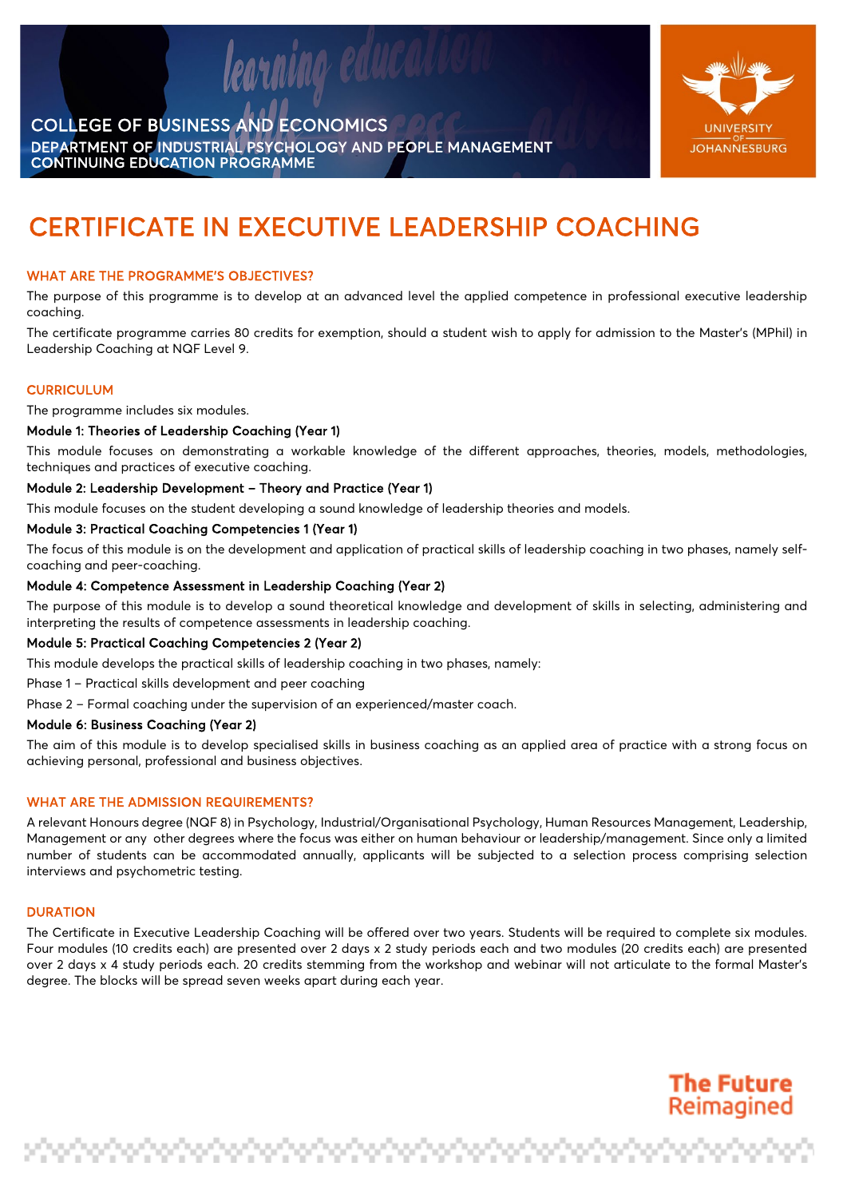COLLEGE OF BUSINESS AND ECONOMICS
DEPARTMENT OF INDUSTRIAL PSYCHOLOGY AND PEOPLE MANAGEMENT
CONTINUING EDUCATION PROGRAMME

UNIVERSITY OF JOHANNESBURG

# CERTIFICATE IN EXECUTIVE LEADERSHIP COACHING

## WHAT ARE THE PROGRAMME'S OBJECTIVES?

The purpose of this programme is to develop at an advanced level the applied competence in professional executive leadership coaching.

The certificate programme carries 80 credits for exemption, should a student wish to apply for admission to the Master's (MPhil) in Leadership Coaching at NQF Level 9.

## CURRICULUM

The programme includes six modules.

### Module 1: Theories of Leadership Coaching (Year 1)

This module focuses on demonstrating a workable knowledge of the different approaches, theories, models, methodologies, techniques and practices of executive coaching.

### Module 2: Leadership Development – Theory and Practice (Year 1)

This module focuses on the student developing a sound knowledge of leadership theories and models.

### Module 3: Practical Coaching Competencies 1 (Year 1)

The focus of this module is on the development and application of practical skills of leadership coaching in two phases, namely self-coaching and peer-coaching.

### Module 4: Competence Assessment in Leadership Coaching (Year 2)

The purpose of this module is to develop a sound theoretical knowledge and development of skills in selecting, administering and interpreting the results of competence assessments in leadership coaching.

### Module 5: Practical Coaching Competencies 2 (Year 2)

This module develops the practical skills of leadership coaching in two phases, namely:

Phase 1 – Practical skills development and peer coaching

Phase 2 – Formal coaching under the supervision of an experienced/master coach.

### Module 6: Business Coaching (Year 2)

The aim of this module is to develop specialised skills in business coaching as an applied area of practice with a strong focus on achieving personal, professional and business objectives.

## WHAT ARE THE ADMISSION REQUIREMENTS?

A relevant Honours degree (NQF 8) in Psychology, Industrial/Organisational Psychology, Human Resources Management, Leadership, Management or any other degrees where the focus was either on human behaviour or leadership/management. Since only a limited number of students can be accommodated annually, applicants will be subjected to a selection process comprising selection interviews and psychometric testing.

## DURATION

The Certificate in Executive Leadership Coaching will be offered over two years. Students will be required to complete six modules. Four modules (10 credits each) are presented over 2 days x 2 study periods each and two modules (20 credits each) are presented over 2 days x 4 study periods each. 20 credits stemming from the workshop and webinar will not articulate to the formal Master's degree. The blocks will be spread seven weeks apart during each year.

The Future Reimagined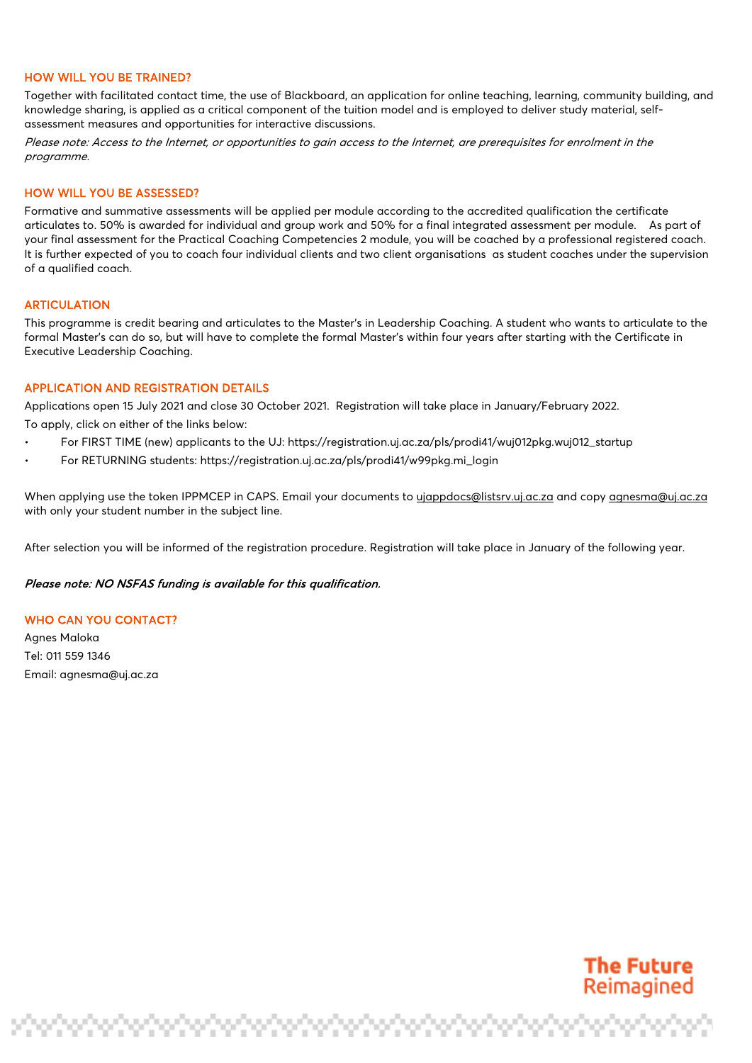## HOW WILL YOU BE TRAINED?

Together with facilitated contact time, the use of Blackboard, an application for online teaching, learning, community building, and knowledge sharing, is applied as a critical component of the tuition model and is employed to deliver study material, self-assessment measures and opportunities for interactive discussions.

*Please note: Access to the Internet, or opportunities to gain access to the Internet, are prerequisites for enrolment in the programme.*

## HOW WILL YOU BE ASSESSED?

Formative and summative assessments will be applied per module according to the accredited qualification the certificate articulates to. 50% is awarded for individual and group work and 50% for a final integrated assessment per module. As part of your final assessment for the Practical Coaching Competencies 2 module, you will be coached by a professional registered coach. It is further expected of you to coach four individual clients and two client organisations as student coaches under the supervision of a qualified coach.

## ARTICULATION

This programme is credit bearing and articulates to the Master's in Leadership Coaching. A student who wants to articulate to the formal Master's can do so, but will have to complete the formal Master's within four years after starting with the Certificate in Executive Leadership Coaching.

## APPLICATION AND REGISTRATION DETAILS

Applications open 15 July 2021 and close 30 October 2021. Registration will take place in January/February 2022.

To apply, click on either of the links below:

- For FIRST TIME (new) applicants to the UJ: https://registration.uj.ac.za/pls/prodi41/wuj012pkg.wuj012_startup
- For RETURNING students: https://registration.uj.ac.za/pls/prodi41/w99pkg.mi_login

When applying use the token IPPMCEP in CAPS. Email your documents to ujappdocs@listsrv.uj.ac.za and copy agnesma@uj.ac.za with only your student number in the subject line.

After selection you will be informed of the registration procedure. Registration will take place in January of the following year.

***Please note: NO NSFAS funding is available for this qualification.***

## WHO CAN YOU CONTACT?

Agnes Maloka

Tel: 011 559 1346

Email: agnesma@uj.ac.za

The Future Reimagined